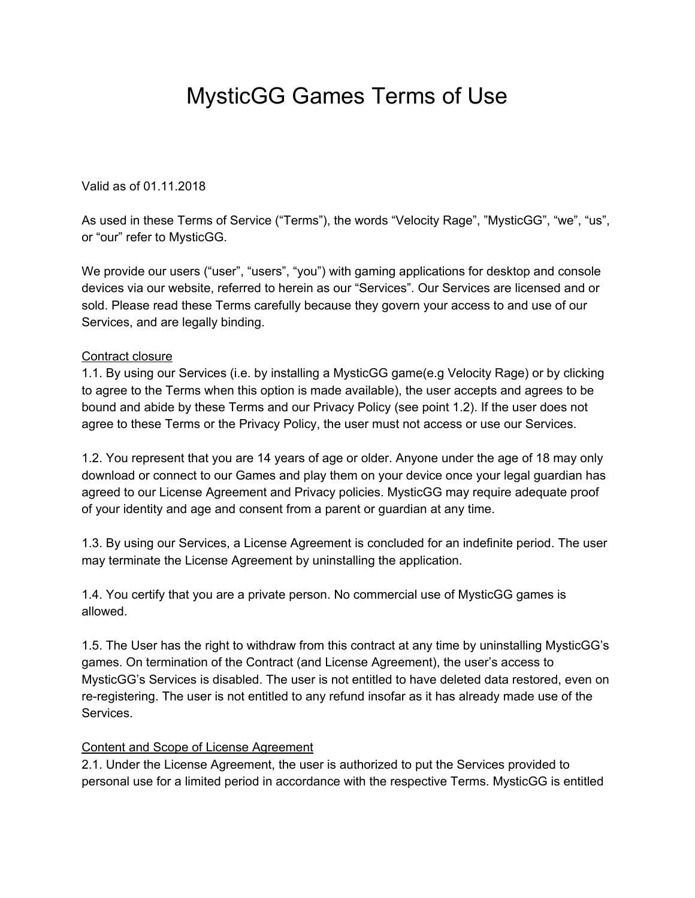# MysticGG Games Terms of Use

Valid as of 01.11.2018

As used in these Terms of Service ("Terms"), the words "Velocity Rage", "MysticGG", "we", "us", or "our" refer to MysticGG.

We provide our users ("user", "users", "you") with gaming applications for desktop and console devices via our website, referred to herein as our "Services". Our Services are licensed and or sold. Please read these Terms carefully because they govern your access to and use of our Services, and are legally binding.

<u>Contract closure</u>

1.1. By using our Services (i.e. by installing a MysticGG game(e.g Velocity Rage) or by clicking to agree to the Terms when this option is made available), the user accepts and agrees to be bound and abide by these Terms and our Privacy Policy (see point 1.2). If the user does not agree to these Terms or the Privacy Policy, the user must not access or use our Services.

1.2. You represent that you are 14 years of age or older. Anyone under the age of 18 may only download or connect to our Games and play them on your device once your legal guardian has agreed to our License Agreement and Privacy policies. MysticGG may require adequate proof of your identity and age and consent from a parent or guardian at any time.

1.3. By using our Services, a License Agreement is concluded for an indefinite period. The user may terminate the License Agreement by uninstalling the application.

1.4. You certify that you are a private person. No commercial use of MysticGG games is allowed.

1.5. The User has the right to withdraw from this contract at any time by uninstalling MysticGG's games. On termination of the Contract (and License Agreement), the user's access to MysticGG's Services is disabled. The user is not entitled to have deleted data restored, even on re-registering. The user is not entitled to any refund insofar as it has already made use of the Services.

<u>Content and Scope of License Agreement</u>

2.1. Under the License Agreement, the user is authorized to put the Services provided to personal use for a limited period in accordance with the respective Terms. MysticGG is entitled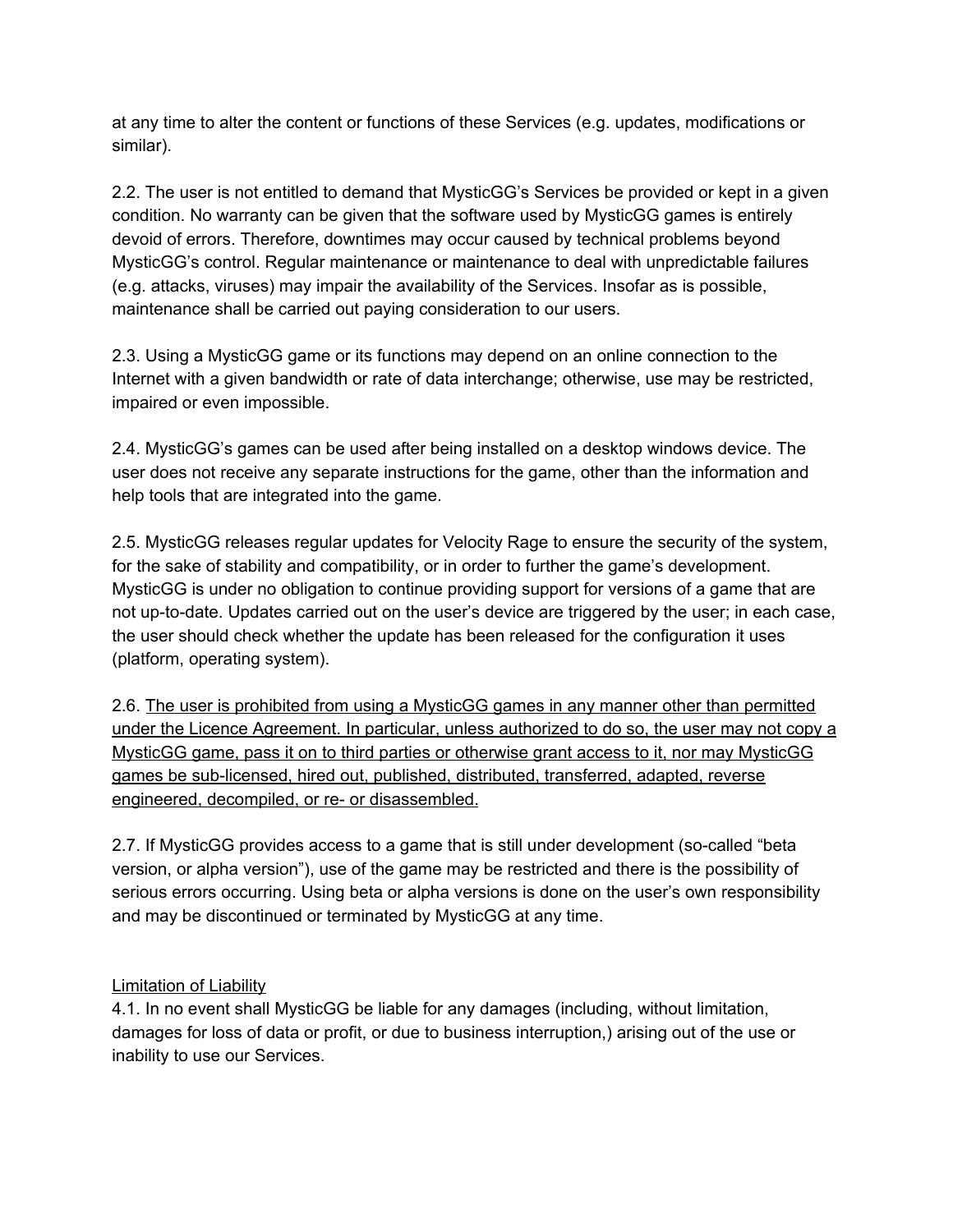at any time to alter the content or functions of these Services (e.g. updates, modifications or similar).

2.2. The user is not entitled to demand that MysticGG's Services be provided or kept in a given condition. No warranty can be given that the software used by MysticGG games is entirely devoid of errors. Therefore, downtimes may occur caused by technical problems beyond MysticGG's control. Regular maintenance or maintenance to deal with unpredictable failures (e.g. attacks, viruses) may impair the availability of the Services. Insofar as is possible, maintenance shall be carried out paying consideration to our users.

2.3. Using a MysticGG game or its functions may depend on an online connection to the Internet with a given bandwidth or rate of data interchange; otherwise, use may be restricted, impaired or even impossible.

2.4. MysticGG's games can be used after being installed on a desktop windows device. The user does not receive any separate instructions for the game, other than the information and help tools that are integrated into the game.

2.5. MysticGG releases regular updates for Velocity Rage to ensure the security of the system, for the sake of stability and compatibility, or in order to further the game's development. MysticGG is under no obligation to continue providing support for versions of a game that are not up-to-date. Updates carried out on the user's device are triggered by the user; in each case, the user should check whether the update has been released for the configuration it uses (platform, operating system).

2.6. <u>The user is prohibited from using a MysticGG games in any manner other than permitted under the Licence Agreement. In particular, unless authorized to do so, the user may not copy a MysticGG game, pass it on to third parties or otherwise grant access to it, nor may MysticGG games be sub-licensed, hired out, published, distributed, transferred, adapted, reverse engineered, decompiled, or re- or disassembled.</u>

2.7. If MysticGG provides access to a game that is still under development (so-called "beta version, or alpha version"), use of the game may be restricted and there is the possibility of serious errors occurring. Using beta or alpha versions is done on the user's own responsibility and may be discontinued or terminated by MysticGG at any time.

<u>Limitation of Liability</u>

4.1. In no event shall MysticGG be liable for any damages (including, without limitation, damages for loss of data or profit, or due to business interruption,) arising out of the use or inability to use our Services.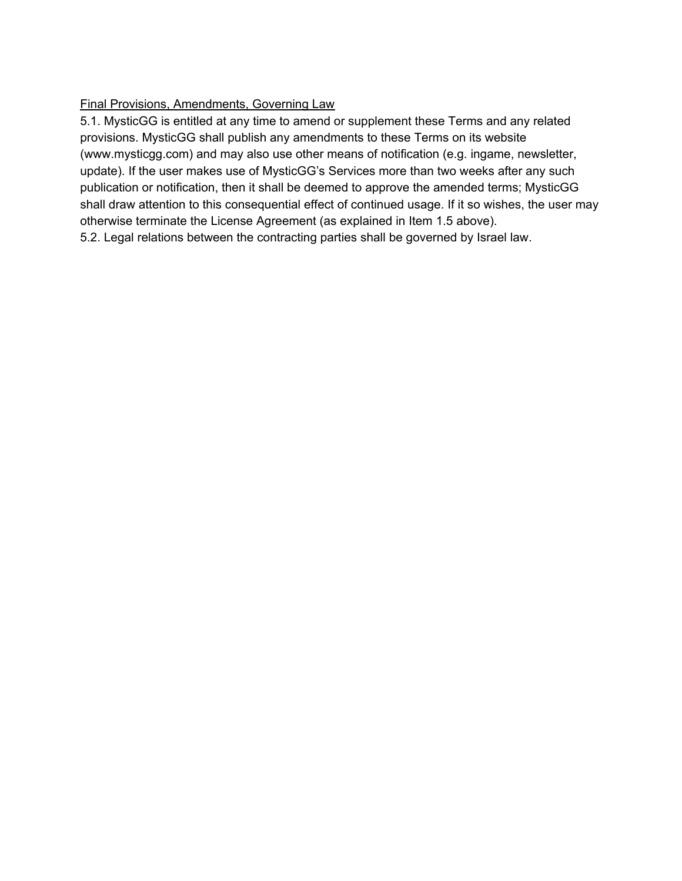Final Provisions, Amendments, Governing Law

5.1. MysticGG is entitled at any time to amend or supplement these Terms and any related provisions. MysticGG shall publish any amendments to these Terms on its website (www.mysticgg.com) and may also use other means of notification (e.g. ingame, newsletter, update). If the user makes use of MysticGG's Services more than two weeks after any such publication or notification, then it shall be deemed to approve the amended terms; MysticGG shall draw attention to this consequential effect of continued usage. If it so wishes, the user may otherwise terminate the License Agreement (as explained in Item 1.5 above).

5.2. Legal relations between the contracting parties shall be governed by Israel law.